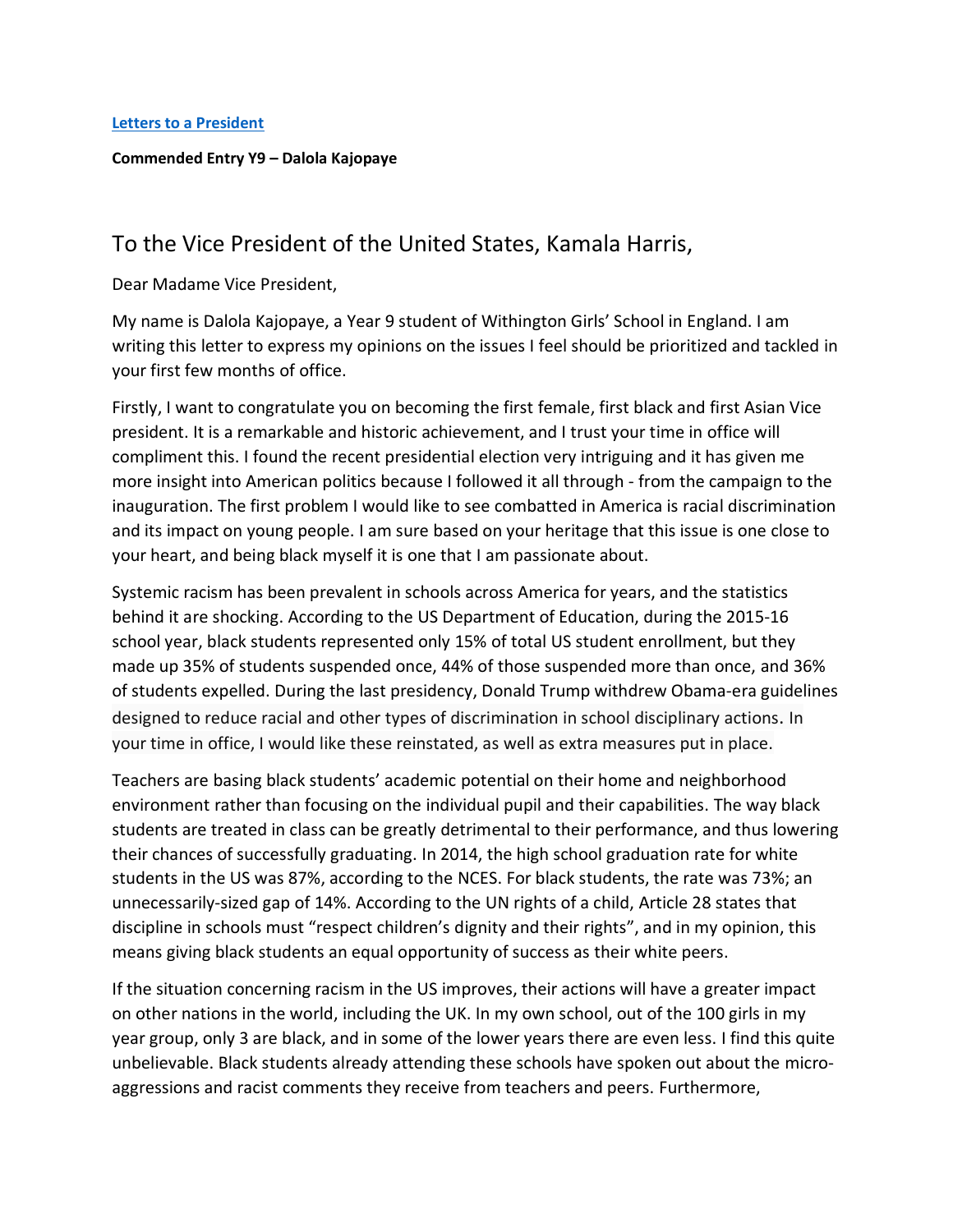[Letters to a President](#)

**Commended Entry Y9 – Dalola Kajopaye**

## To the Vice President of the United States, Kamala Harris,

Dear Madame Vice President,

My name is Dalola Kajopaye, a Year 9 student of Withington Girls' School in England. I am writing this letter to express my opinions on the issues I feel should be prioritized and tackled in your first few months of office.

Firstly, I want to congratulate you on becoming the first female, first black and first Asian Vice president. It is a remarkable and historic achievement, and I trust your time in office will compliment this. I found the recent presidential election very intriguing and it has given me more insight into American politics because I followed it all through - from the campaign to the inauguration. The first problem I would like to see combatted in America is racial discrimination and its impact on young people. I am sure based on your heritage that this issue is one close to your heart, and being black myself it is one that I am passionate about.

Systemic racism has been prevalent in schools across America for years, and the statistics behind it are shocking. According to the US Department of Education, during the 2015-16 school year, black students represented only 15% of total US student enrollment, but they made up 35% of students suspended once, 44% of those suspended more than once, and 36% of students expelled. During the last presidency, Donald Trump withdrew Obama-era guidelines designed to reduce racial and other types of discrimination in school disciplinary actions. In your time in office, I would like these reinstated, as well as extra measures put in place.

Teachers are basing black students' academic potential on their home and neighborhood environment rather than focusing on the individual pupil and their capabilities. The way black students are treated in class can be greatly detrimental to their performance, and thus lowering their chances of successfully graduating. In 2014, the high school graduation rate for white students in the US was 87%, according to the NCES. For black students, the rate was 73%; an unnecessarily-sized gap of 14%. According to the UN rights of a child, Article 28 states that discipline in schools must "respect children's dignity and their rights", and in my opinion, this means giving black students an equal opportunity of success as their white peers.

If the situation concerning racism in the US improves, their actions will have a greater impact on other nations in the world, including the UK. In my own school, out of the 100 girls in my year group, only 3 are black, and in some of the lower years there are even less. I find this quite unbelievable. Black students already attending these schools have spoken out about the micro-aggressions and racist comments they receive from teachers and peers. Furthermore,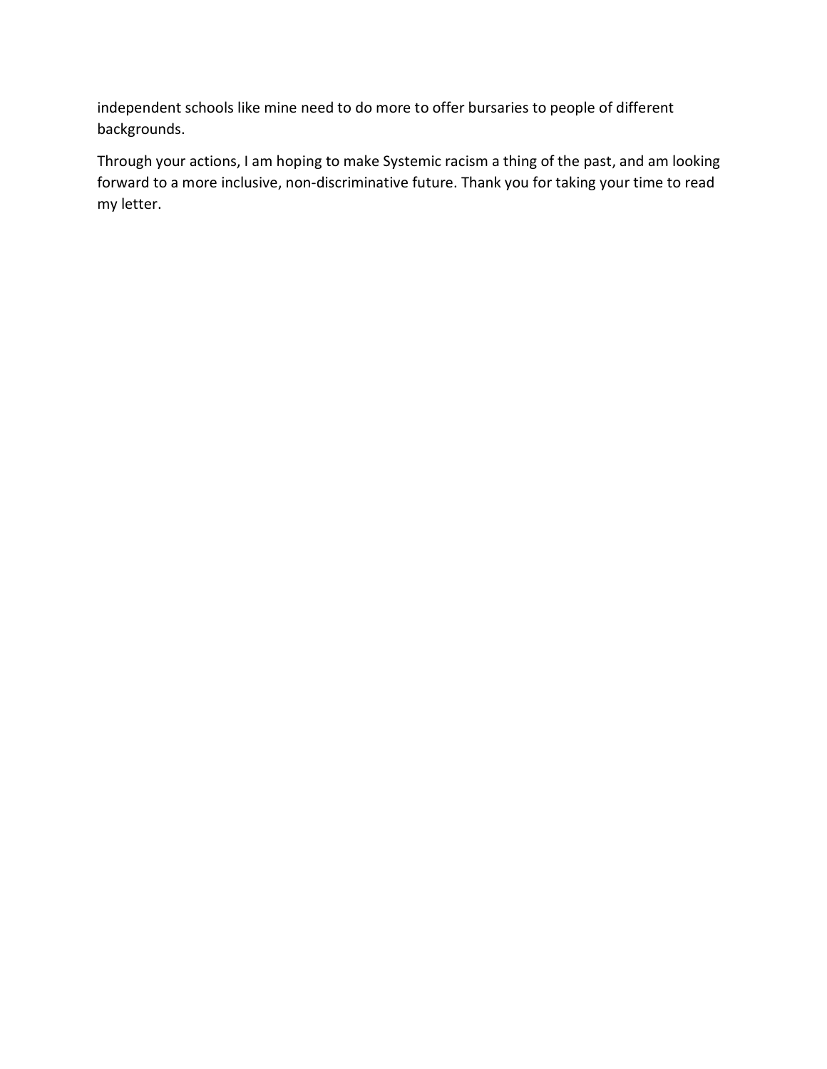independent schools like mine need to do more to offer bursaries to people of different backgrounds.

Through your actions, I am hoping to make Systemic racism a thing of the past, and am looking forward to a more inclusive, non-discriminative future. Thank you for taking your time to read my letter.